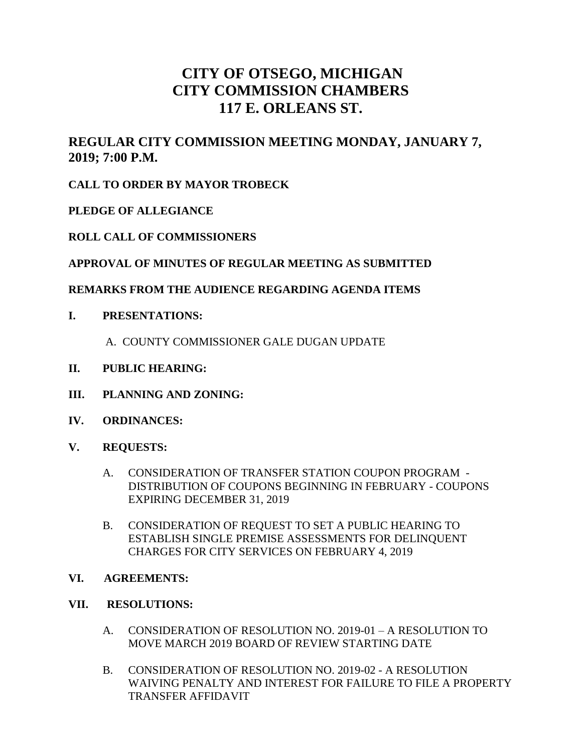# CITY OF OTSEGO, MICHIGAN
# CITY COMMISSION CHAMBERS
# 117 E. ORLEANS ST.

## REGULAR CITY COMMISSION MEETING MONDAY, JANUARY 7, 2019; 7:00 P.M.

**CALL TO ORDER BY MAYOR TROBECK**

**PLEDGE OF ALLEGIANCE**

**ROLL CALL OF COMMISSIONERS**

**APPROVAL OF MINUTES OF REGULAR MEETING AS SUBMITTED**

**REMARKS FROM THE AUDIENCE REGARDING AGENDA ITEMS**

**I. PRESENTATIONS:**

A. COUNTY COMMISSIONER GALE DUGAN UPDATE

**II. PUBLIC HEARING:**

**III. PLANNING AND ZONING:**

**IV. ORDINANCES:**

**V. REQUESTS:**

A. CONSIDERATION OF TRANSFER STATION COUPON PROGRAM - DISTRIBUTION OF COUPONS BEGINNING IN FEBRUARY - COUPONS EXPIRING DECEMBER 31, 2019

B. CONSIDERATION OF REQUEST TO SET A PUBLIC HEARING TO ESTABLISH SINGLE PREMISE ASSESSMENTS FOR DELINQUENT CHARGES FOR CITY SERVICES ON FEBRUARY 4, 2019

**VI. AGREEMENTS:**

**VII. RESOLUTIONS:**

A. CONSIDERATION OF RESOLUTION NO. 2019-01 – A RESOLUTION TO MOVE MARCH 2019 BOARD OF REVIEW STARTING DATE

B. CONSIDERATION OF RESOLUTION NO. 2019-02 - A RESOLUTION WAIVING PENALTY AND INTEREST FOR FAILURE TO FILE A PROPERTY TRANSFER AFFIDAVIT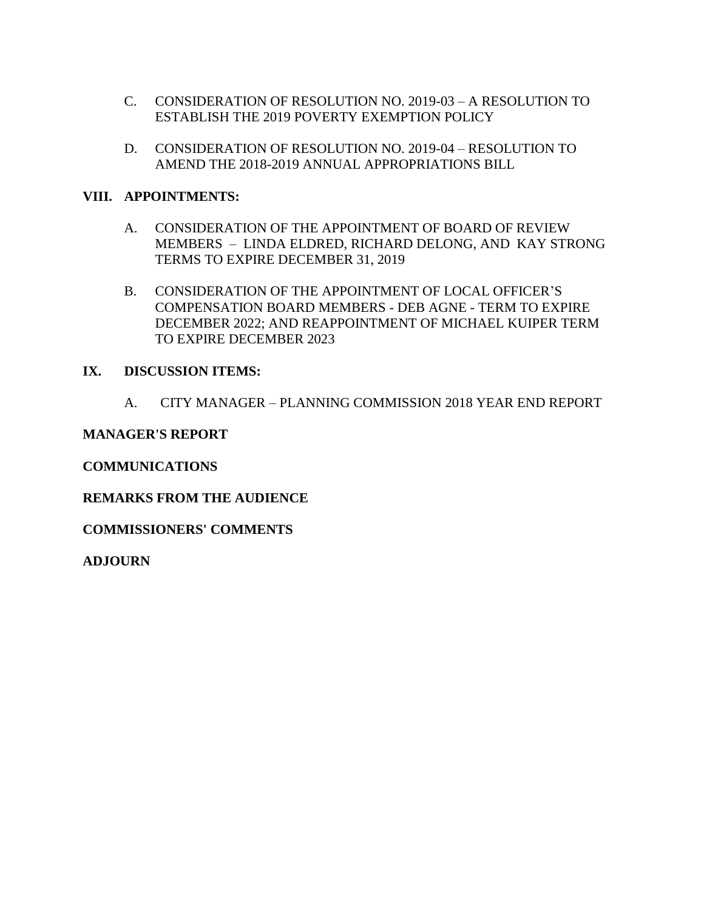C. CONSIDERATION OF RESOLUTION NO. 2019-03 – A RESOLUTION TO ESTABLISH THE 2019 POVERTY EXEMPTION POLICY

D. CONSIDERATION OF RESOLUTION NO. 2019-04 – RESOLUTION TO AMEND THE 2018-2019 ANNUAL APPROPRIATIONS BILL

**VIII. APPOINTMENTS:**

A. CONSIDERATION OF THE APPOINTMENT OF BOARD OF REVIEW MEMBERS – LINDA ELDRED, RICHARD DELONG, AND KAY STRONG TERMS TO EXPIRE DECEMBER 31, 2019

B. CONSIDERATION OF THE APPOINTMENT OF LOCAL OFFICER'S COMPENSATION BOARD MEMBERS - DEB AGNE - TERM TO EXPIRE DECEMBER 2022; AND REAPPOINTMENT OF MICHAEL KUIPER TERM TO EXPIRE DECEMBER 2023

**IX. DISCUSSION ITEMS:**

A. CITY MANAGER – PLANNING COMMISSION 2018 YEAR END REPORT

**MANAGER'S REPORT**

**COMMUNICATIONS**

**REMARKS FROM THE AUDIENCE**

**COMMISSIONERS' COMMENTS**

**ADJOURN**